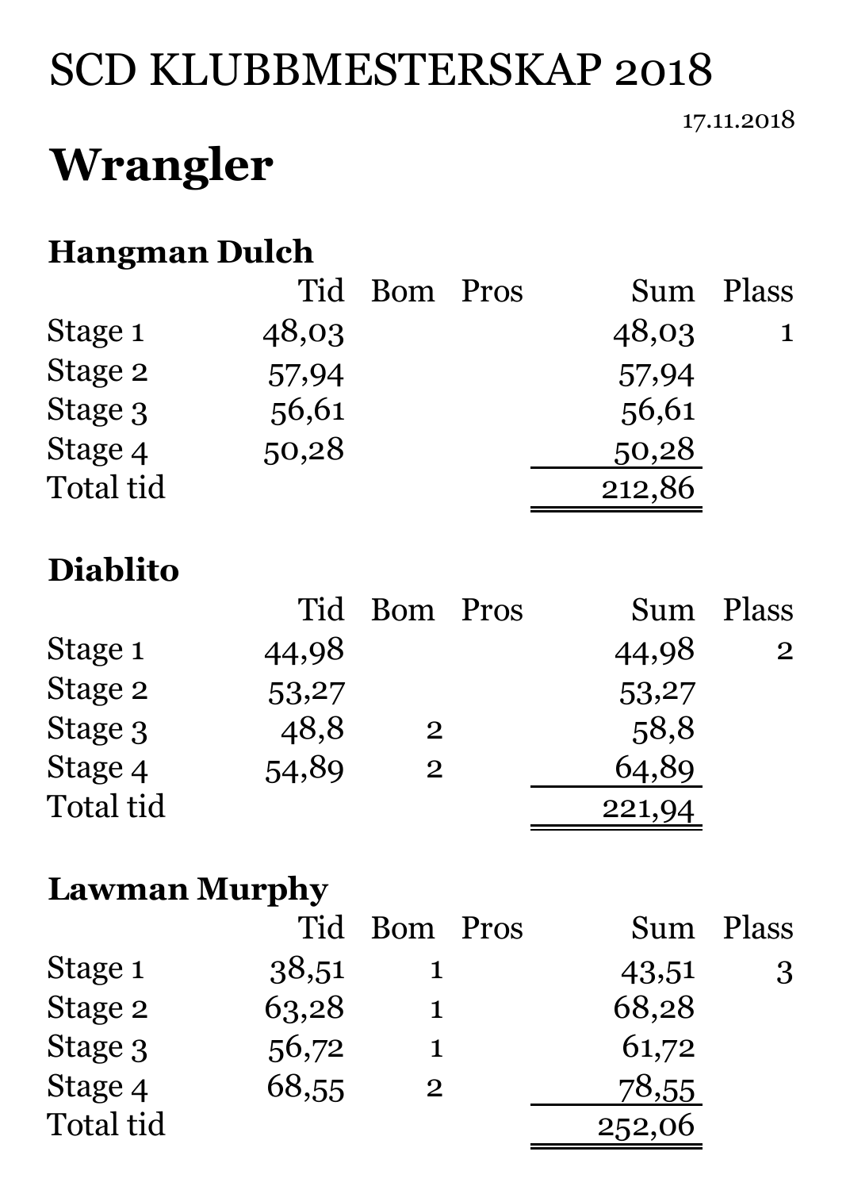# SCD KLUBBMESTERSKAP 2018

17.11.2018

## Wrangler

### Hangman Dulch

| | Tid | Bom | Pros | Sum | Plass |
|---|---|---|---|---|---|
| Stage 1 | 48,03 | | | 48,03 | 1 |
| Stage 2 | 57,94 | | | 57,94 | |
| Stage 3 | 56,61 | | | 56,61 | |
| Stage 4 | 50,28 | | | 50,28 | |
| Total tid | | | | 212,86 | |

### Diablito

| | Tid | Bom | Pros | Sum | Plass |
|---|---|---|---|---|---|
| Stage 1 | 44,98 | | | 44,98 | 2 |
| Stage 2 | 53,27 | | | 53,27 | |
| Stage 3 | 48,8 | 2 | | 58,8 | |
| Stage 4 | 54,89 | 2 | | 64,89 | |
| Total tid | | | | 221,94 | |

### Lawman Murphy

| | Tid | Bom | Pros | Sum | Plass |
|---|---|---|---|---|---|
| Stage 1 | 38,51 | 1 | | 43,51 | 3 |
| Stage 2 | 63,28 | 1 | | 68,28 | |
| Stage 3 | 56,72 | 1 | | 61,72 | |
| Stage 4 | 68,55 | 2 | | 78,55 | |
| Total tid | | | | 252,06 | |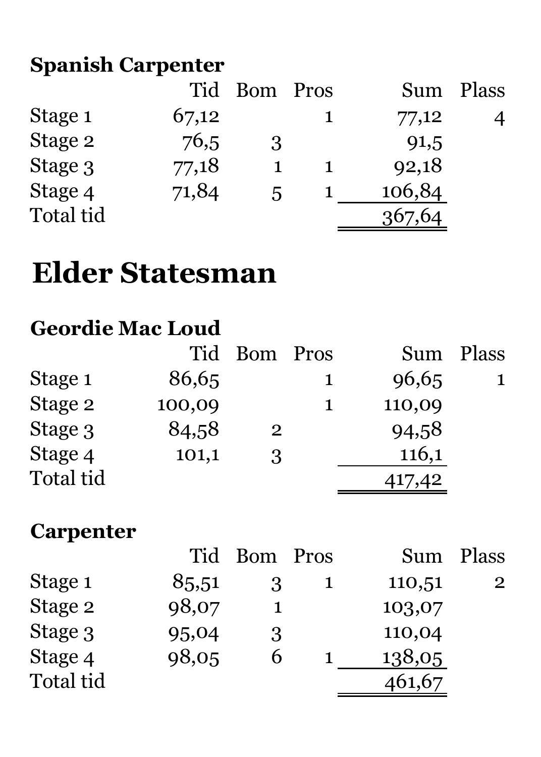**Spanish Carpenter**

| | Tid | Bom | Pros | Sum | Plass |
|---|---|---|---|---|---|
| Stage 1 | 67,12 | | 1 | 77,12 | 4 |
| Stage 2 | 76,5 | 3 | | 91,5 | |
| Stage 3 | 77,18 | 1 | 1 | 92,18 | |
| Stage 4 | 71,84 | 5 | 1 | 106,84 | |
| Total tid | | | | 367,64 | |

# Elder Statesman

**Geordie Mac Loud**

| | Tid | Bom | Pros | Sum | Plass |
|---|---|---|---|---|---|
| Stage 1 | 86,65 | | 1 | 96,65 | 1 |
| Stage 2 | 100,09 | | 1 | 110,09 | |
| Stage 3 | 84,58 | 2 | | 94,58 | |
| Stage 4 | 101,1 | 3 | | 116,1 | |
| Total tid | | | | 417,42 | |

**Carpenter**

| | Tid | Bom | Pros | Sum | Plass |
|---|---|---|---|---|---|
| Stage 1 | 85,51 | 3 | 1 | 110,51 | 2 |
| Stage 2 | 98,07 | 1 | | 103,07 | |
| Stage 3 | 95,04 | 3 | | 110,04 | |
| Stage 4 | 98,05 | 6 | 1 | 138,05 | |
| Total tid | | | | 461,67 | |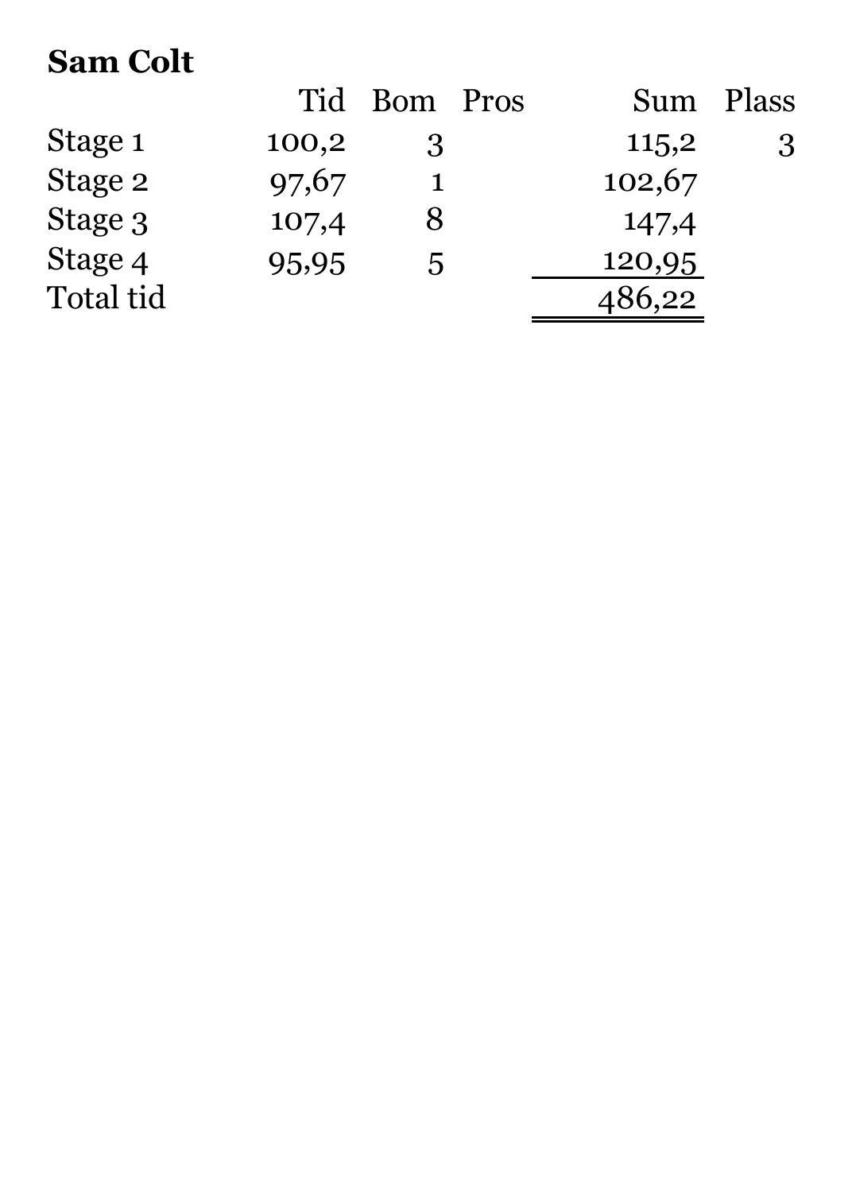**Sam Colt**

| | Tid | Bom | Pros | Sum | Plass |
|---|---|---|---|---|---|
| Stage 1 | 100,2 | 3 | | 115,2 | 3 |
| Stage 2 | 97,67 | 1 | | 102,67 | |
| Stage 3 | 107,4 | 8 | | 147,4 | |
| Stage 4 | 95,95 | 5 | | 120,95 | |
| Total tid | | | | 486,22 | |